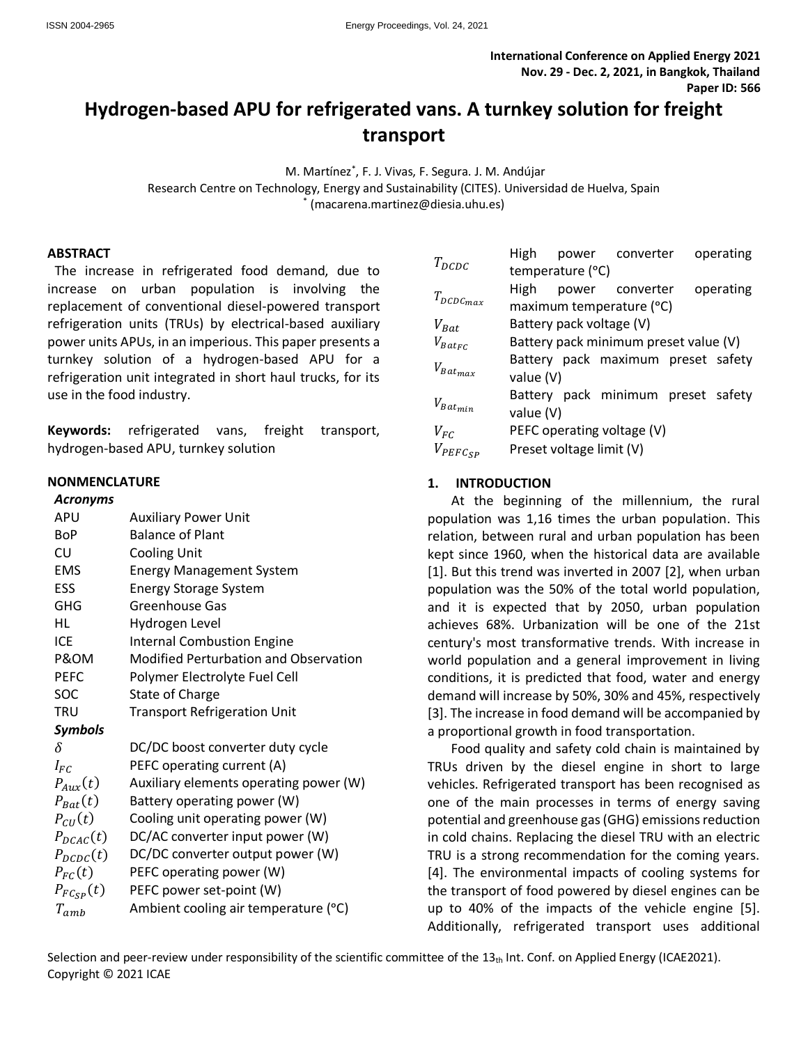International Conference on Applied Energy 2021
Nov. 29 - Dec. 2, 2021, in Bangkok, Thailand
Paper ID: 566

# Hydrogen-based APU for refrigerated vans. A turnkey solution for freight transport

M. Martínez[*], F. J. Vivas, F. Segura. J. M. Andújar

Research Centre on Technology, Energy and Sustainability (CITES). Universidad de Huelva, Spain

[*] (macarena.martinez@diesia.uhu.es)

## ABSTRACT

The increase in refrigerated food demand, due to increase on urban population is involving the replacement of conventional diesel-powered transport refrigeration units (TRUs) by electrical-based auxiliary power units APUs, in an imperious. This paper presents a turnkey solution of a hydrogen-based APU for a refrigeration unit integrated in short haul trucks, for its use in the food industry.

**Keywords:** refrigerated vans, freight transport, hydrogen-based APU, turnkey solution

## NONMENCLATURE

***Acronyms***

| | |
|---|---|
| APU | Auxiliary Power Unit |
| BoP | Balance of Plant |
| CU | Cooling Unit |
| EMS | Energy Management System |
| ESS | Energy Storage System |
| GHG | Greenhouse Gas |
| HL | Hydrogen Level |
| ICE | Internal Combustion Engine |
| P&OM | Modified Perturbation and Observation |
| PEFC | Polymer Electrolyte Fuel Cell |
| SOC | State of Charge |
| TRU | Transport Refrigeration Unit |

***Symbols***

| | |
|---|---|
| $\delta$ | DC/DC boost converter duty cycle |
| $I_{FC}$ | PEFC operating current (A) |
| $P_{Aux}(t)$ | Auxiliary elements operating power (W) |
| $P_{Bat}(t)$ | Battery operating power (W) |
| $P_{CU}(t)$ | Cooling unit operating power (W) |
| $P_{DCAC}(t)$ | DC/AC converter input power (W) |
| $P_{DCDC}(t)$ | DC/DC converter output power (W) |
| $P_{FC}(t)$ | PEFC operating power (W) |
| $P_{FC_{SP}}(t)$ | PEFC power set-point (W) |
| $T_{amb}$ | Ambient cooling air temperature (°C) |
| $T_{DCDC}$ | High power converter operating temperature (°C) |
| $T_{DCDC_{max}}$ | High power converter operating maximum temperature (°C) |
| $V_{Bat}$ | Battery pack voltage (V) |
| $V_{Bat_{FC}}$ | Battery pack minimum preset value (V) |
| $V_{Bat_{max}}$ | Battery pack maximum preset safety value (V) |
| $V_{Bat_{min}}$ | Battery pack minimum preset safety value (V) |
| $V_{FC}$ | PEFC operating voltage (V) |
| $V_{PEFC_{SP}}$ | Preset voltage limit (V) |

## 1. INTRODUCTION

At the beginning of the millennium, the rural population was 1,16 times the urban population. This relation, between rural and urban population has been kept since 1960, when the historical data are available [1]. But this trend was inverted in 2007 [2], when urban population was the 50% of the total world population, and it is expected that by 2050, urban population achieves 68%. Urbanization will be one of the 21st century's most transformative trends. With increase in world population and a general improvement in living conditions, it is predicted that food, water and energy demand will increase by 50%, 30% and 45%, respectively [3]. The increase in food demand will be accompanied by a proportional growth in food transportation.

Food quality and safety cold chain is maintained by TRUs driven by the diesel engine in short to large vehicles. Refrigerated transport has been recognised as one of the main processes in terms of energy saving potential and greenhouse gas (GHG) emissions reduction in cold chains. Replacing the diesel TRU with an electric TRU is a strong recommendation for the coming years. [4]. The environmental impacts of cooling systems for the transport of food powered by diesel engines can be up to 40% of the impacts of the vehicle engine [5]. Additionally, refrigerated transport uses additional

Selection and peer-review under responsibility of the scientific committee of the 13th Int. Conf. on Applied Energy (ICAE2021).
Copyright © 2021 ICAE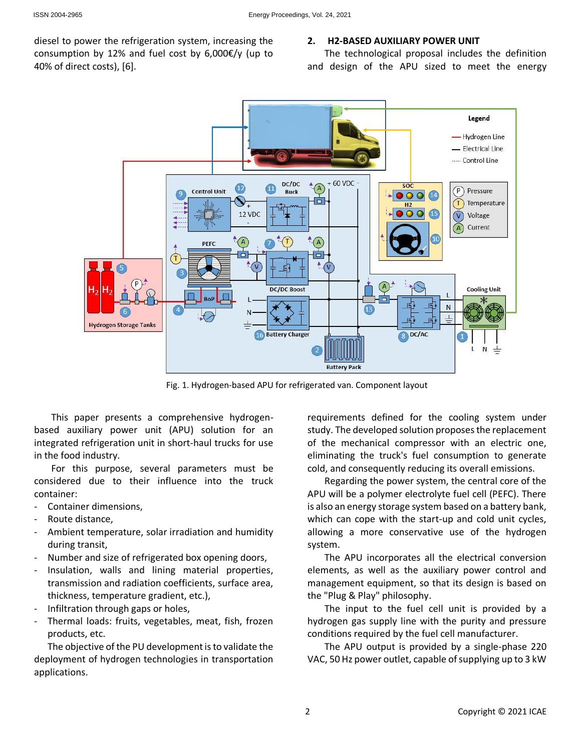diesel to power the refrigeration system, increasing the consumption by 12% and fuel cost by 6,000€/y (up to 40% of direct costs), [6].

Fig. 1. Hydrogen-based APU for refrigerated van. Component layout

This paper presents a comprehensive hydrogen-based auxiliary power unit (APU) solution for an integrated refrigeration unit in short-haul trucks for use in the food industry.

For this purpose, several parameters must be considered due to their influence into the truck container:

- Container dimensions,
- Route distance,
- Ambient temperature, solar irradiation and humidity during transit,
- Number and size of refrigerated box opening doors,
- Insulation, walls and lining material properties, transmission and radiation coefficients, surface area, thickness, temperature gradient, etc.),
- Infiltration through gaps or holes,
- Thermal loads: fruits, vegetables, meat, fish, frozen products, etc.

The objective of the PU development is to validate the deployment of hydrogen technologies in transportation applications.

## 2. H2-BASED AUXILIARY POWER UNIT

The technological proposal includes the definition and design of the APU sized to meet the energy requirements defined for the cooling system under study. The developed solution proposes the replacement of the mechanical compressor with an electric one, eliminating the truck's fuel consumption to generate cold, and consequently reducing its overall emissions.

Regarding the power system, the central core of the APU will be a polymer electrolyte fuel cell (PEFC). There is also an energy storage system based on a battery bank, which can cope with the start-up and cold unit cycles, allowing a more conservative use of the hydrogen system.

The APU incorporates all the electrical conversion elements, as well as the auxiliary power control and management equipment, so that its design is based on the "Plug & Play" philosophy.

The input to the fuel cell unit is provided by a hydrogen gas supply line with the purity and pressure conditions required by the fuel cell manufacturer.

The APU output is provided by a single-phase 220 VAC, 50 Hz power outlet, capable of supplying up to 3 kW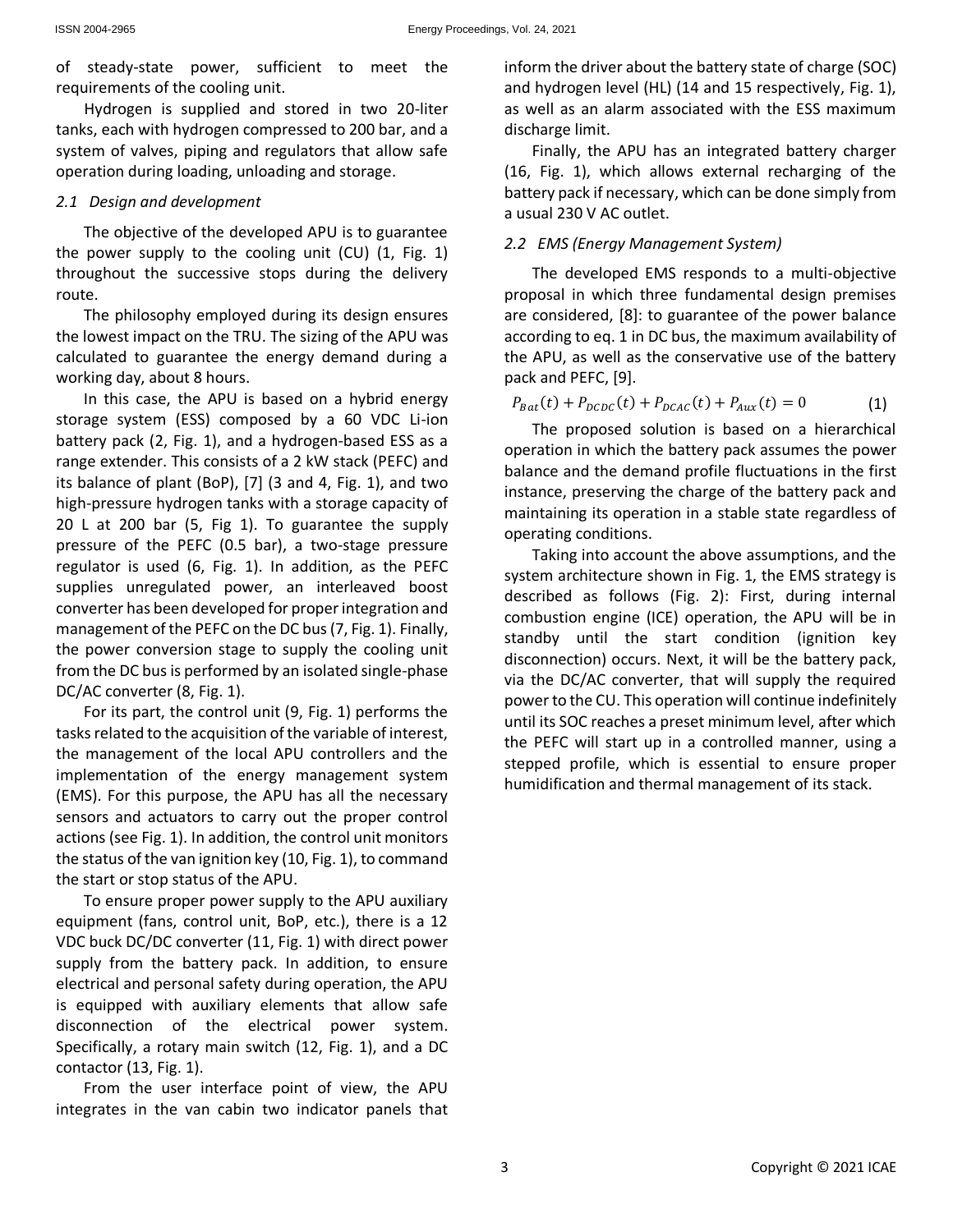of steady-state power, sufficient to meet the requirements of the cooling unit.

Hydrogen is supplied and stored in two 20-liter tanks, each with hydrogen compressed to 200 bar, and a system of valves, piping and regulators that allow safe operation during loading, unloading and storage.

### *2.1 Design and development*

The objective of the developed APU is to guarantee the power supply to the cooling unit (CU) (1, Fig. 1) throughout the successive stops during the delivery route.

The philosophy employed during its design ensures the lowest impact on the TRU. The sizing of the APU was calculated to guarantee the energy demand during a working day, about 8 hours.

In this case, the APU is based on a hybrid energy storage system (ESS) composed by a 60 VDC Li-ion battery pack (2, Fig. 1), and a hydrogen-based ESS as a range extender. This consists of a 2 kW stack (PEFC) and its balance of plant (BoP), [7] (3 and 4, Fig. 1), and two high-pressure hydrogen tanks with a storage capacity of 20 L at 200 bar (5, Fig 1). To guarantee the supply pressure of the PEFC (0.5 bar), a two-stage pressure regulator is used (6, Fig. 1). In addition, as the PEFC supplies unregulated power, an interleaved boost converter has been developed for proper integration and management of the PEFC on the DC bus (7, Fig. 1). Finally, the power conversion stage to supply the cooling unit from the DC bus is performed by an isolated single-phase DC/AC converter (8, Fig. 1).

For its part, the control unit (9, Fig. 1) performs the tasks related to the acquisition of the variable of interest, the management of the local APU controllers and the implementation of the energy management system (EMS). For this purpose, the APU has all the necessary sensors and actuators to carry out the proper control actions (see Fig. 1). In addition, the control unit monitors the status of the van ignition key (10, Fig. 1), to command the start or stop status of the APU.

To ensure proper power supply to the APU auxiliary equipment (fans, control unit, BoP, etc.), there is a 12 VDC buck DC/DC converter (11, Fig. 1) with direct power supply from the battery pack. In addition, to ensure electrical and personal safety during operation, the APU is equipped with auxiliary elements that allow safe disconnection of the electrical power system. Specifically, a rotary main switch (12, Fig. 1), and a DC contactor (13, Fig. 1).

From the user interface point of view, the APU integrates in the van cabin two indicator panels that inform the driver about the battery state of charge (SOC) and hydrogen level (HL) (14 and 15 respectively, Fig. 1), as well as an alarm associated with the ESS maximum discharge limit.

Finally, the APU has an integrated battery charger (16, Fig. 1), which allows external recharging of the battery pack if necessary, which can be done simply from a usual 230 V AC outlet.

### *2.2 EMS (Energy Management System)*

The developed EMS responds to a multi-objective proposal in which three fundamental design premises are considered, [8]: to guarantee of the power balance according to eq. 1 in DC bus, the maximum availability of the APU, as well as the conservative use of the battery pack and PEFC, [9].

$$P_{Bat}(t) + P_{DCDC}(t) + P_{DCAC}(t) + P_{Aux}(t) = 0 \qquad (1)$$

The proposed solution is based on a hierarchical operation in which the battery pack assumes the power balance and the demand profile fluctuations in the first instance, preserving the charge of the battery pack and maintaining its operation in a stable state regardless of operating conditions.

Taking into account the above assumptions, and the system architecture shown in Fig. 1, the EMS strategy is described as follows (Fig. 2): First, during internal combustion engine (ICE) operation, the APU will be in standby until the start condition (ignition key disconnection) occurs. Next, it will be the battery pack, via the DC/AC converter, that will supply the required power to the CU. This operation will continue indefinitely until its SOC reaches a preset minimum level, after which the PEFC will start up in a controlled manner, using a stepped profile, which is essential to ensure proper humidification and thermal management of its stack.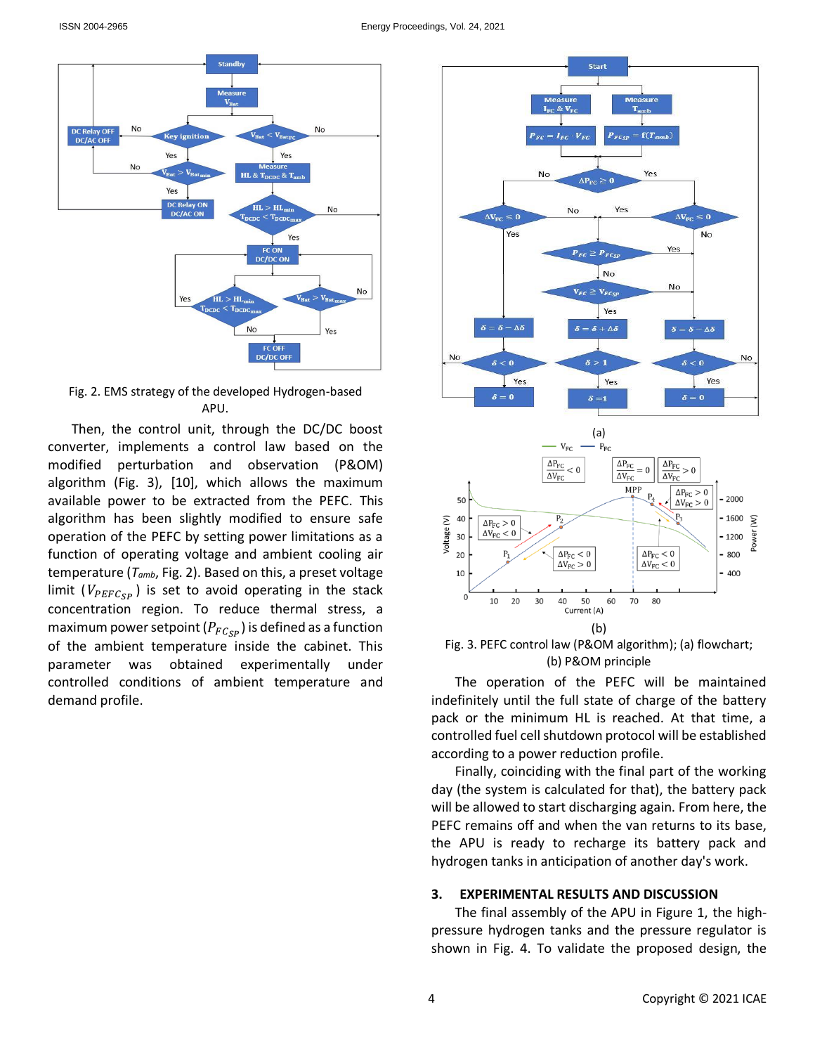Fig. 2. EMS strategy of the developed Hydrogen-based APU.

Then, the control unit, through the DC/DC boost converter, implements a control law based on the modified perturbation and observation (P&OM) algorithm (Fig. 3), [10], which allows the maximum available power to be extracted from the PEFC. This algorithm has been slightly modified to ensure safe operation of the PEFC by setting power limitations as a function of operating voltage and ambient cooling air temperature ($T_{amb}$, Fig. 2). Based on this, a preset voltage limit ($V_{PEFC_{SP}}$) is set to avoid operating in the stack concentration region. To reduce thermal stress, a maximum power setpoint ($P_{FC_{SP}}$) is defined as a function of the ambient temperature inside the cabinet. This parameter was obtained experimentally under controlled conditions of ambient temperature and demand profile.

Fig. 3. PEFC control law (P&OM algorithm); (a) flowchart; (b) P&OM principle

The operation of the PEFC will be maintained indefinitely until the full state of charge of the battery pack or the minimum HL is reached. At that time, a controlled fuel cell shutdown protocol will be established according to a power reduction profile.

Finally, coinciding with the final part of the working day (the system is calculated for that), the battery pack will be allowed to start discharging again. From here, the PEFC remains off and when the van returns to its base, the APU is ready to recharge its battery pack and hydrogen tanks in anticipation of another day's work.

## 3. EXPERIMENTAL RESULTS AND DISCUSSION

The final assembly of the APU in Figure 1, the high-pressure hydrogen tanks and the pressure regulator is shown in Fig. 4. To validate the proposed design, the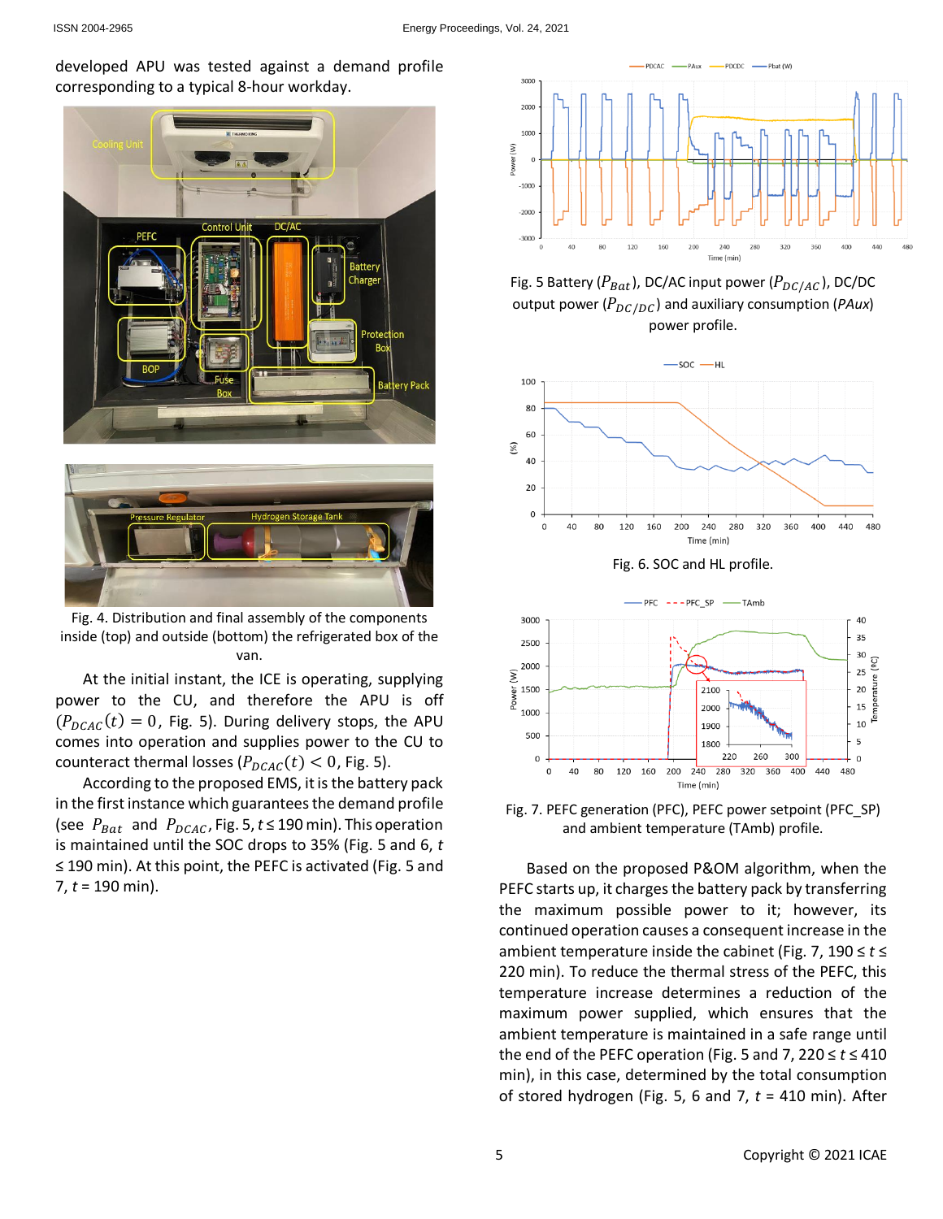developed APU was tested against a demand profile corresponding to a typical 8-hour workday.

Fig. 4. Distribution and final assembly of the components inside (top) and outside (bottom) the refrigerated box of the van.

At the initial instant, the ICE is operating, supplying power to the CU, and therefore the APU is off ($P_{DCAC}(t) = 0$, Fig. 5). During delivery stops, the APU comes into operation and supplies power to the CU to counteract thermal losses ($P_{DCAC}(t) < 0$, Fig. 5).

According to the proposed EMS, it is the battery pack in the first instance which guarantees the demand profile (see $P_{Bat}$ and $P_{DCAC}$, Fig. 5, $t \leq 190$ min). This operation is maintained until the SOC drops to 35% (Fig. 5 and 6, $t \leq 190$ min). At this point, the PEFC is activated (Fig. 5 and 7, $t = 190$ min).

Fig. 5 Battery ($P_{Bat}$), DC/AC input power ($P_{DC/AC}$), DC/DC output power ($P_{DC/DC}$) and auxiliary consumption ($PAux$) power profile.

Fig. 6. SOC and HL profile.

Fig. 7. PEFC generation (PFC), PEFC power setpoint (PFC_SP) and ambient temperature (TAmb) profile.

Based on the proposed P&OM algorithm, when the PEFC starts up, it charges the battery pack by transferring the maximum possible power to it; however, its continued operation causes a consequent increase in the ambient temperature inside the cabinet (Fig. 7, $190 \leq t \leq 220$ min). To reduce the thermal stress of the PEFC, this temperature increase determines a reduction of the maximum power supplied, which ensures that the ambient temperature is maintained in a safe range until the end of the PEFC operation (Fig. 5 and 7, $220 \leq t \leq 410$ min), in this case, determined by the total consumption of stored hydrogen (Fig. 5, 6 and 7, $t = 410$ min). After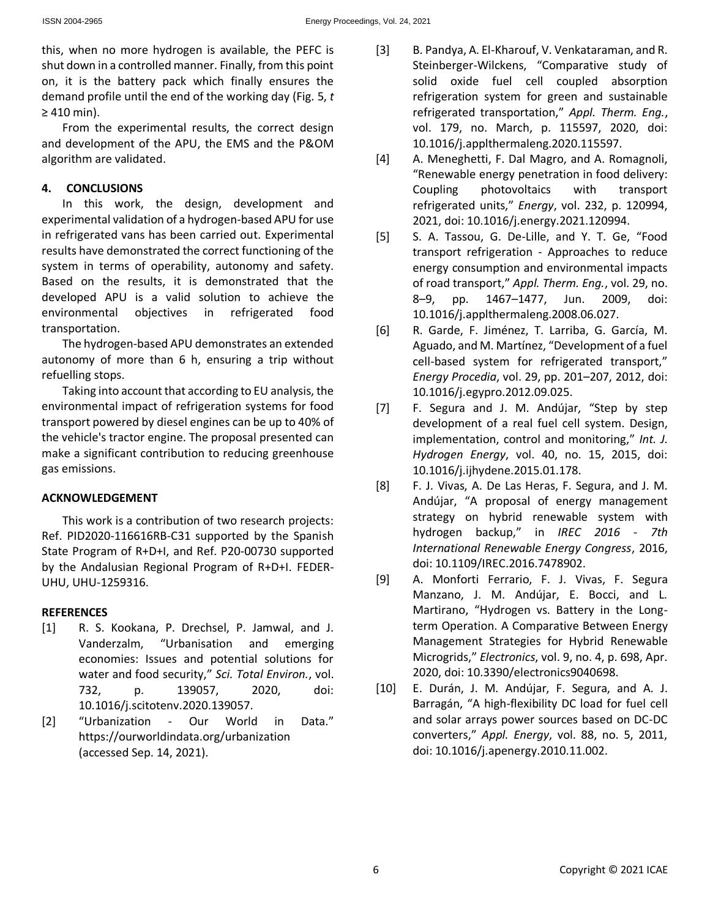this, when no more hydrogen is available, the PEFC is shut down in a controlled manner. Finally, from this point on, it is the battery pack which finally ensures the demand profile until the end of the working day (Fig. 5, $t \geq 410$ min).

From the experimental results, the correct design and development of the APU, the EMS and the P&OM algorithm are validated.

## 4. CONCLUSIONS

In this work, the design, development and experimental validation of a hydrogen-based APU for use in refrigerated vans has been carried out. Experimental results have demonstrated the correct functioning of the system in terms of operability, autonomy and safety. Based on the results, it is demonstrated that the developed APU is a valid solution to achieve the environmental objectives in refrigerated food transportation.

The hydrogen-based APU demonstrates an extended autonomy of more than 6 h, ensuring a trip without refuelling stops.

Taking into account that according to EU analysis, the environmental impact of refrigeration systems for food transport powered by diesel engines can be up to 40% of the vehicle's tractor engine. The proposal presented can make a significant contribution to reducing greenhouse gas emissions.

## ACKNOWLEDGEMENT

This work is a contribution of two research projects: Ref. PID2020-116616RB-C31 supported by the Spanish State Program of R+D+I, and Ref. P20-00730 supported by the Andalusian Regional Program of R+D+I. FEDER-UHU, UHU-1259316.

## REFERENCES

[1] R. S. Kookana, P. Drechsel, P. Jamwal, and J. Vanderzalm, "Urbanisation and emerging economies: Issues and potential solutions for water and food security," *Sci. Total Environ.*, vol. 732, p. 139057, 2020, doi: 10.1016/j.scitotenv.2020.139057.

[2] "Urbanization - Our World in Data." https://ourworldindata.org/urbanization (accessed Sep. 14, 2021).

[3] B. Pandya, A. El-Kharouf, V. Venkataraman, and R. Steinberger-Wilckens, "Comparative study of solid oxide fuel cell coupled absorption refrigeration system for green and sustainable refrigerated transportation," *Appl. Therm. Eng.*, vol. 179, no. March, p. 115597, 2020, doi: 10.1016/j.applthermaleng.2020.115597.

[4] A. Meneghetti, F. Dal Magro, and A. Romagnoli, "Renewable energy penetration in food delivery: Coupling photovoltaics with transport refrigerated units," *Energy*, vol. 232, p. 120994, 2021, doi: 10.1016/j.energy.2021.120994.

[5] S. A. Tassou, G. De-Lille, and Y. T. Ge, "Food transport refrigeration - Approaches to reduce energy consumption and environmental impacts of road transport," *Appl. Therm. Eng.*, vol. 29, no. 8–9, pp. 1467–1477, Jun. 2009, doi: 10.1016/j.applthermaleng.2008.06.027.

[6] R. Garde, F. Jiménez, T. Larriba, G. García, M. Aguado, and M. Martínez, "Development of a fuel cell-based system for refrigerated transport," *Energy Procedia*, vol. 29, pp. 201–207, 2012, doi: 10.1016/j.egypro.2012.09.025.

[7] F. Segura and J. M. Andújar, "Step by step development of a real fuel cell system. Design, implementation, control and monitoring," *Int. J. Hydrogen Energy*, vol. 40, no. 15, 2015, doi: 10.1016/j.ijhydene.2015.01.178.

[8] F. J. Vivas, A. De Las Heras, F. Segura, and J. M. Andújar, "A proposal of energy management strategy on hybrid renewable system with hydrogen backup," in *IREC 2016 - 7th International Renewable Energy Congress*, 2016, doi: 10.1109/IREC.2016.7478902.

[9] A. Monforti Ferrario, F. J. Vivas, F. Segura Manzano, J. M. Andújar, E. Bocci, and L. Martirano, "Hydrogen vs. Battery in the Long-term Operation. A Comparative Between Energy Management Strategies for Hybrid Renewable Microgrids," *Electronics*, vol. 9, no. 4, p. 698, Apr. 2020, doi: 10.3390/electronics9040698.

[10] E. Durán, J. M. Andújar, F. Segura, and A. J. Barragán, "A high-flexibility DC load for fuel cell and solar arrays power sources based on DC-DC converters," *Appl. Energy*, vol. 88, no. 5, 2011, doi: 10.1016/j.apenergy.2010.11.002.